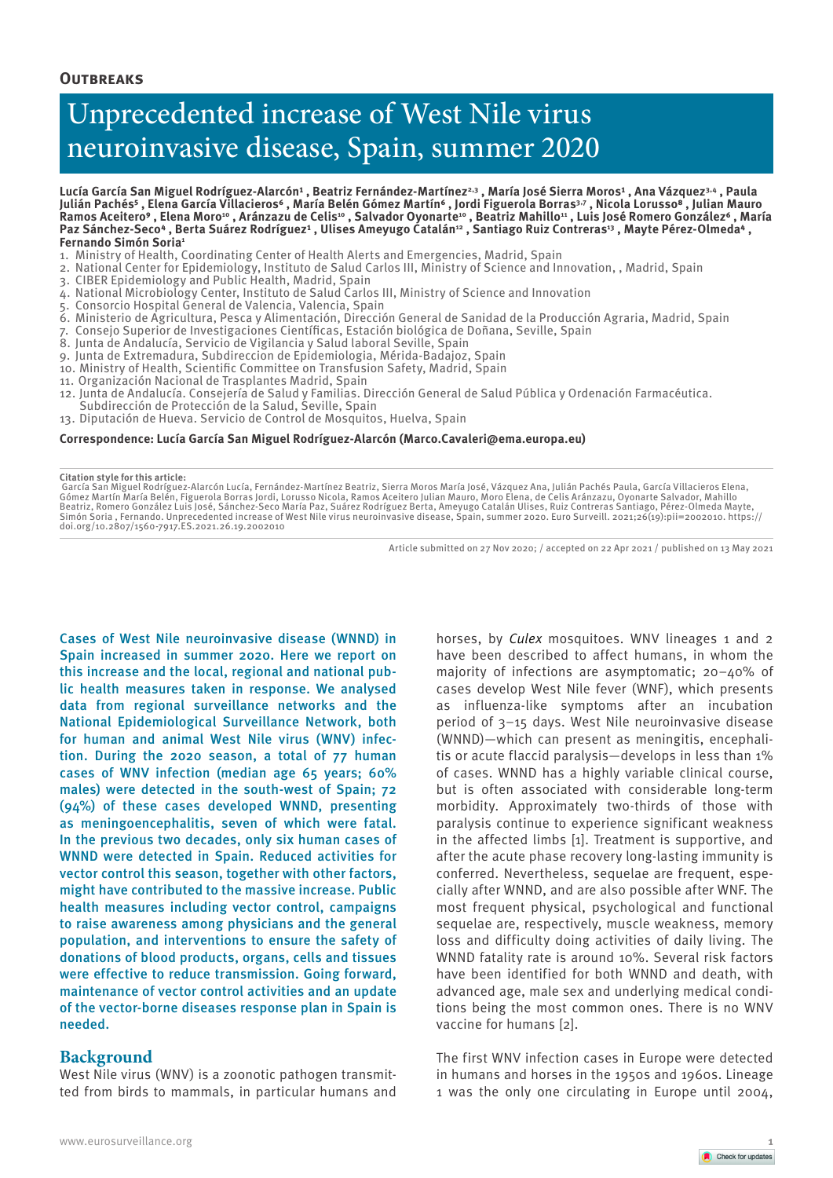**Outbreaks**

# Unprecedented increase of West Nile virus neuroinvasive disease, Spain, summer 2020

**Lucía García San Miguel Rodríguez-Alarcón[1] , Beatriz Fernández-Martínez[2,3] , María José Sierra Moros[1] , Ana Vázquez[3,4] , Paula Julián Pachés[5] , Elena García Villacieros[6] , María Belén Gómez Martín[6] , Jordi Figuerola Borras[3,7] , Nicola Lorusso[8] , Julian Mauro Ramos Aceitero[9] , Elena Moro[10] , Aránzazu de Celis[10] , Salvador Oyonarte[10] , Beatriz Mahillo[11] , Luis José Romero González[6] , María Paz Sánchez-Seco[4] , Berta Suárez Rodríguez[1] , Ulises Ameyugo Catalán[12] , Santiago Ruiz Contreras[13] , Mayte Pérez-Olmeda[4] , Fernando Simón Soria[1]**

1. Ministry of Health, Coordinating Center of Health Alerts and Emergencies, Madrid, Spain
2. National Center for Epidemiology, Instituto de Salud Carlos III, Ministry of Science and Innovation, , Madrid, Spain
3. CIBER Epidemiology and Public Health, Madrid, Spain
4. National Microbiology Center, Instituto de Salud Carlos III, Ministry of Science and Innovation
5. Consorcio Hospital General de Valencia, Valencia, Spain
6. Ministerio de Agricultura, Pesca y Alimentación, Dirección General de Sanidad de la Producción Agraria, Madrid, Spain
7. Consejo Superior de Investigaciones Científicas, Estación biológica de Doñana, Seville, Spain
8. Junta de Andalucía, Servicio de Vigilancia y Salud laboral Seville, Spain
9. Junta de Extremadura, Subdireccion de Epidemiologia, Mérida-Badajoz, Spain
10. Ministry of Health, Scientific Committee on Transfusion Safety, Madrid, Spain
11. Organización Nacional de Trasplantes Madrid, Spain
12. Junta de Andalucía. Consejería de Salud y Familias. Dirección General de Salud Pública y Ordenación Farmacéutica. Subdirección de Protección de la Salud, Seville, Spain
13. Diputación de Hueva. Servicio de Control de Mosquitos, Huelva, Spain

**Correspondence: Lucía García San Miguel Rodríguez-Alarcón (Marco.Cavaleri@ema.europa.eu)**

**Citation style for this article:**
García San Miguel Rodríguez-Alarcón Lucía, Fernández-Martínez Beatriz, Sierra Moros María José, Vázquez Ana, Julián Pachés Paula, García Villacieros Elena, Gómez Martín María Belén, Figuerola Borras Jordi, Lorusso Nicola, Ramos Aceitero Julian Mauro, Moro Elena, de Celis Aránzazu, Oyonarte Salvador, Mahillo Beatriz, Romero González Luis José, Sánchez-Seco María Paz, Suárez Rodríguez Berta, Ameyugo Catalán Ulises, Ruiz Contreras Santiago, Pérez-Olmeda Mayte, Simón Soria , Fernando. Unprecedented increase of West Nile virus neuroinvasive disease, Spain, summer 2020. Euro Surveill. 2021;26(19):pii=2002010. https://doi.org/10.2807/1560-7917.ES.2021.26.19.2002010

Article submitted on 27 Nov 2020; / accepted on 22 Apr 2021 / published on 13 May 2021

Cases of West Nile neuroinvasive disease (WNND) in Spain increased in summer 2020. Here we report on this increase and the local, regional and national public health measures taken in response. We analysed data from regional surveillance networks and the National Epidemiological Surveillance Network, both for human and animal West Nile virus (WNV) infection. During the 2020 season, a total of 77 human cases of WNV infection (median age 65 years; 60% males) were detected in the south-west of Spain; 72 (94%) of these cases developed WNND, presenting as meningoencephalitis, seven of which were fatal. In the previous two decades, only six human cases of WNND were detected in Spain. Reduced activities for vector control this season, together with other factors, might have contributed to the massive increase. Public health measures including vector control, campaigns to raise awareness among physicians and the general population, and interventions to ensure the safety of donations of blood products, organs, cells and tissues were effective to reduce transmission. Going forward, maintenance of vector control activities and an update of the vector-borne diseases response plan in Spain is needed.

## Background

West Nile virus (WNV) is a zoonotic pathogen transmitted from birds to mammals, in particular humans and horses, by *Culex* mosquitoes. WNV lineages 1 and 2 have been described to affect humans, in whom the majority of infections are asymptomatic; 20–40% of cases develop West Nile fever (WNF), which presents as influenza-like symptoms after an incubation period of 3–15 days. West Nile neuroinvasive disease (WNND)—which can present as meningitis, encephalitis or acute flaccid paralysis—develops in less than 1% of cases. WNND has a highly variable clinical course, but is often associated with considerable long-term morbidity. Approximately two-thirds of those with paralysis continue to experience significant weakness in the affected limbs [1]. Treatment is supportive, and after the acute phase recovery long-lasting immunity is conferred. Nevertheless, sequelae are frequent, especially after WNND, and are also possible after WNF. The most frequent physical, psychological and functional sequelae are, respectively, muscle weakness, memory loss and difficulty doing activities of daily living. The WNND fatality rate is around 10%. Several risk factors have been identified for both WNND and death, with advanced age, male sex and underlying medical conditions being the most common ones. There is no WNV vaccine for humans [2].

The first WNV infection cases in Europe were detected in humans and horses in the 1950s and 1960s. Lineage 1 was the only one circulating in Europe until 2004,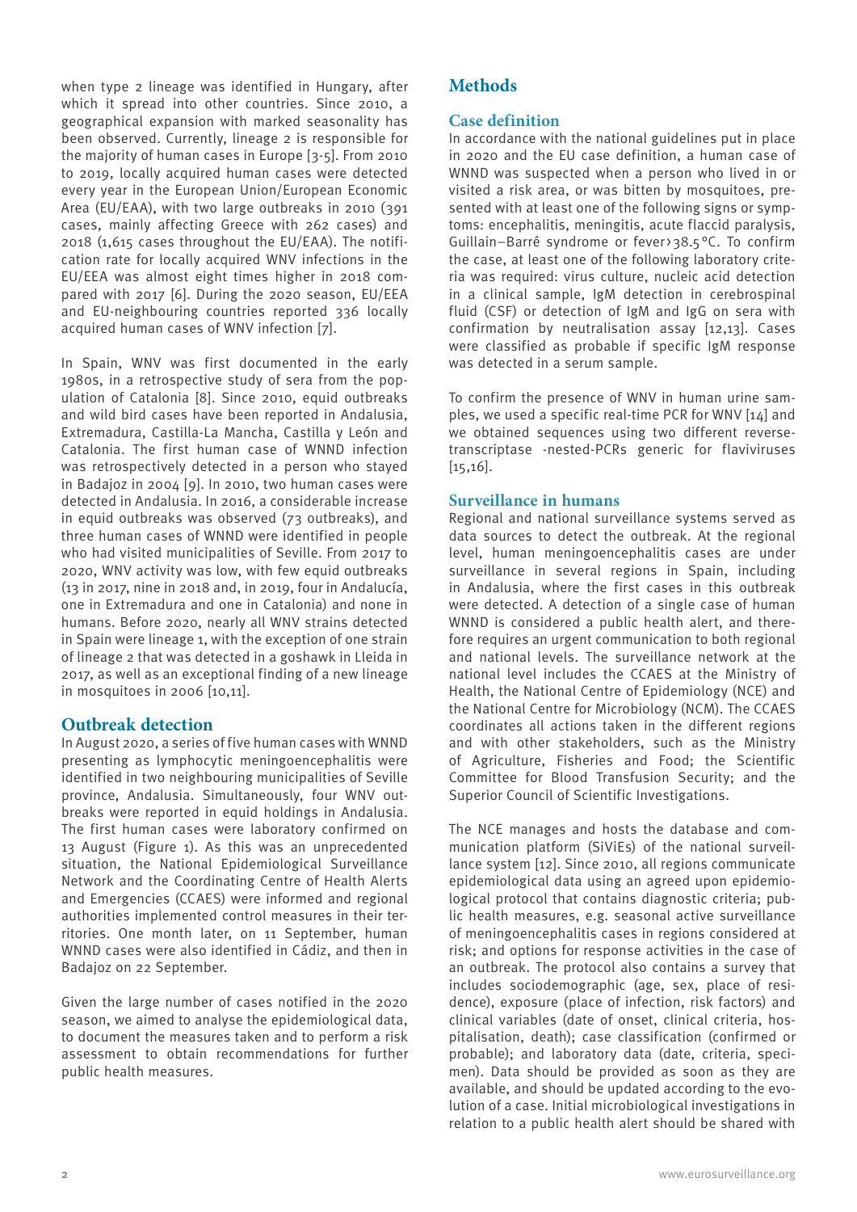when type 2 lineage was identified in Hungary, after which it spread into other countries. Since 2010, a geographical expansion with marked seasonality has been observed. Currently, lineage 2 is responsible for the majority of human cases in Europe [3-5]. From 2010 to 2019, locally acquired human cases were detected every year in the European Union/European Economic Area (EU/EAA), with two large outbreaks in 2010 (391 cases, mainly affecting Greece with 262 cases) and 2018 (1,615 cases throughout the EU/EAA). The notification rate for locally acquired WNV infections in the EU/EEA was almost eight times higher in 2018 compared with 2017 [6]. During the 2020 season, EU/EEA and EU-neighbouring countries reported 336 locally acquired human cases of WNV infection [7].

In Spain, WNV was first documented in the early 1980s, in a retrospective study of sera from the population of Catalonia [8]. Since 2010, equid outbreaks and wild bird cases have been reported in Andalusia, Extremadura, Castilla-La Mancha, Castilla y León and Catalonia. The first human case of WNND infection was retrospectively detected in a person who stayed in Badajoz in 2004 [9]. In 2010, two human cases were detected in Andalusia. In 2016, a considerable increase in equid outbreaks was observed (73 outbreaks), and three human cases of WNND were identified in people who had visited municipalities of Seville. From 2017 to 2020, WNV activity was low, with few equid outbreaks (13 in 2017, nine in 2018 and, in 2019, four in Andalucía, one in Extremadura and one in Catalonia) and none in humans. Before 2020, nearly all WNV strains detected in Spain were lineage 1, with the exception of one strain of lineage 2 that was detected in a goshawk in Lleida in 2017, as well as an exceptional finding of a new lineage in mosquitoes in 2006 [10,11].

## Outbreak detection

In August 2020, a series of five human cases with WNND presenting as lymphocytic meningoencephalitis were identified in two neighbouring municipalities of Seville province, Andalusia. Simultaneously, four WNV outbreaks were reported in equid holdings in Andalusia. The first human cases were laboratory confirmed on 13 August (Figure 1). As this was an unprecedented situation, the National Epidemiological Surveillance Network and the Coordinating Centre of Health Alerts and Emergencies (CCAES) were informed and regional authorities implemented control measures in their territories. One month later, on 11 September, human WNND cases were also identified in Cádiz, and then in Badajoz on 22 September.

Given the large number of cases notified in the 2020 season, we aimed to analyse the epidemiological data, to document the measures taken and to perform a risk assessment to obtain recommendations for further public health measures.

## Methods

### Case definition

In accordance with the national guidelines put in place in 2020 and the EU case definition, a human case of WNND was suspected when a person who lived in or visited a risk area, or was bitten by mosquitoes, presented with at least one of the following signs or symptoms: encephalitis, meningitis, acute flaccid paralysis, Guillain–Barré syndrome or fever > 38.5 °C. To confirm the case, at least one of the following laboratory criteria was required: virus culture, nucleic acid detection in a clinical sample, IgM detection in cerebrospinal fluid (CSF) or detection of IgM and IgG on sera with confirmation by neutralisation assay [12,13]. Cases were classified as probable if specific IgM response was detected in a serum sample.

To confirm the presence of WNV in human urine samples, we used a specific real-time PCR for WNV [14] and we obtained sequences using two different reverse-transcriptase -nested-PCRs generic for flaviviruses [15,16].

### Surveillance in humans

Regional and national surveillance systems served as data sources to detect the outbreak. At the regional level, human meningoencephalitis cases are under surveillance in several regions in Spain, including in Andalusia, where the first cases in this outbreak were detected. A detection of a single case of human WNND is considered a public health alert, and therefore requires an urgent communication to both regional and national levels. The surveillance network at the national level includes the CCAES at the Ministry of Health, the National Centre of Epidemiology (NCE) and the National Centre for Microbiology (NCM). The CCAES coordinates all actions taken in the different regions and with other stakeholders, such as the Ministry of Agriculture, Fisheries and Food; the Scientific Committee for Blood Transfusion Security; and the Superior Council of Scientific Investigations.

The NCE manages and hosts the database and communication platform (SiViEs) of the national surveillance system [12]. Since 2010, all regions communicate epidemiological data using an agreed upon epidemiological protocol that contains diagnostic criteria; public health measures, e.g. seasonal active surveillance of meningoencephalitis cases in regions considered at risk; and options for response activities in the case of an outbreak. The protocol also contains a survey that includes sociodemographic (age, sex, place of residence), exposure (place of infection, risk factors) and clinical variables (date of onset, clinical criteria, hospitalisation, death); case classification (confirmed or probable); and laboratory data (date, criteria, specimen). Data should be provided as soon as they are available, and should be updated according to the evolution of a case. Initial microbiological investigations in relation to a public health alert should be shared with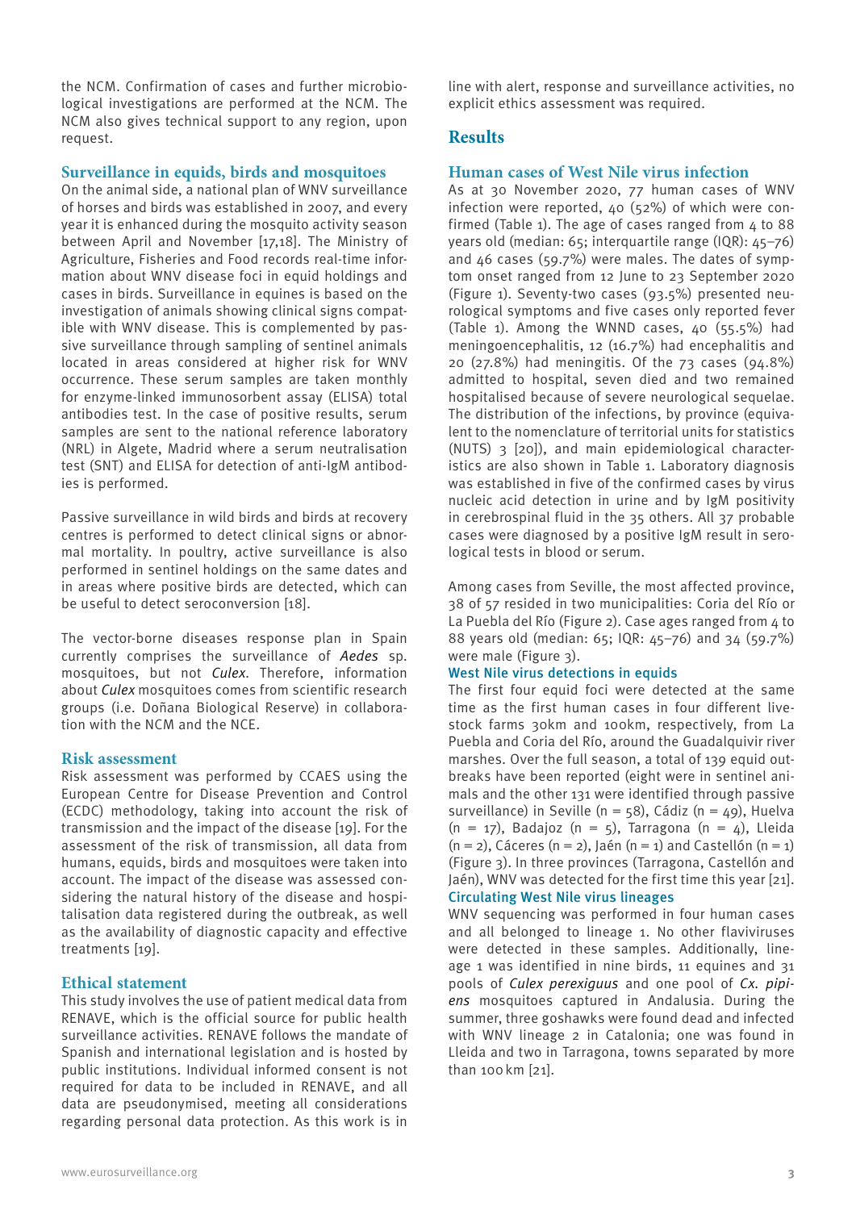the NCM. Confirmation of cases and further microbiological investigations are performed at the NCM. The NCM also gives technical support to any region, upon request.

### Surveillance in equids, birds and mosquitoes

On the animal side, a national plan of WNV surveillance of horses and birds was established in 2007, and every year it is enhanced during the mosquito activity season between April and November [17,18]. The Ministry of Agriculture, Fisheries and Food records real-time information about WNV disease foci in equid holdings and cases in birds. Surveillance in equines is based on the investigation of animals showing clinical signs compatible with WNV disease. This is complemented by passive surveillance through sampling of sentinel animals located in areas considered at higher risk for WNV occurrence. These serum samples are taken monthly for enzyme-linked immunosorbent assay (ELISA) total antibodies test. In the case of positive results, serum samples are sent to the national reference laboratory (NRL) in Algete, Madrid where a serum neutralisation test (SNT) and ELISA for detection of anti-IgM antibodies is performed.

Passive surveillance in wild birds and birds at recovery centres is performed to detect clinical signs or abnormal mortality. In poultry, active surveillance is also performed in sentinel holdings on the same dates and in areas where positive birds are detected, which can be useful to detect seroconversion [18].

The vector-borne diseases response plan in Spain currently comprises the surveillance of *Aedes* sp. mosquitoes, but not *Culex*. Therefore, information about *Culex* mosquitoes comes from scientific research groups (i.e. Doñana Biological Reserve) in collaboration with the NCM and the NCE.

### Risk assessment

Risk assessment was performed by CCAES using the European Centre for Disease Prevention and Control (ECDC) methodology, taking into account the risk of transmission and the impact of the disease [19]. For the assessment of the risk of transmission, all data from humans, equids, birds and mosquitoes were taken into account. The impact of the disease was assessed considering the natural history of the disease and hospitalisation data registered during the outbreak, as well as the availability of diagnostic capacity and effective treatments [19].

### Ethical statement

This study involves the use of patient medical data from RENAVE, which is the official source for public health surveillance activities. RENAVE follows the mandate of Spanish and international legislation and is hosted by public institutions. Individual informed consent is not required for data to be included in RENAVE, and all data are pseudonymised, meeting all considerations regarding personal data protection. As this work is in line with alert, response and surveillance activities, no explicit ethics assessment was required.

## Results

### Human cases of West Nile virus infection

As at 30 November 2020, 77 human cases of WNV infection were reported, 40 (52%) of which were confirmed (Table 1). The age of cases ranged from 4 to 88 years old (median: 65; interquartile range (IQR): 45–76) and 46 cases (59.7%) were males. The dates of symptom onset ranged from 12 June to 23 September 2020 (Figure 1). Seventy-two cases (93.5%) presented neurological symptoms and five cases only reported fever (Table 1). Among the WNND cases, 40 (55.5%) had meningoencephalitis, 12 (16.7%) had encephalitis and 20 (27.8%) had meningitis. Of the 73 cases (94.8%) admitted to hospital, seven died and two remained hospitalised because of severe neurological sequelae. The distribution of the infections, by province (equivalent to the nomenclature of territorial units for statistics (NUTS) 3 [20]), and main epidemiological characteristics are also shown in Table 1. Laboratory diagnosis was established in five of the confirmed cases by virus nucleic acid detection in urine and by IgM positivity in cerebrospinal fluid in the 35 others. All 37 probable cases were diagnosed by a positive IgM result in serological tests in blood or serum.

Among cases from Seville, the most affected province, 38 of 57 resided in two municipalities: Coria del Río or La Puebla del Río (Figure 2). Case ages ranged from 4 to 88 years old (median: 65; IQR: 45–76) and 34 (59.7%) were male (Figure 3).

#### West Nile virus detections in equids

The first four equid foci were detected at the same time as the first human cases in four different livestock farms 30km and 100km, respectively, from La Puebla and Coria del Río, around the Guadalquivir river marshes. Over the full season, a total of 139 equid outbreaks have been reported (eight were in sentinel animals and the other 131 were identified through passive surveillance) in Seville (n = 58), Cádiz (n = 49), Huelva (n = 17), Badajoz (n = 5), Tarragona (n = 4), Lleida (n = 2), Cáceres (n = 2), Jaén (n = 1) and Castellón (n = 1) (Figure 3). In three provinces (Tarragona, Castellón and Jaén), WNV was detected for the first time this year [21].

#### Circulating West Nile virus lineages

WNV sequencing was performed in four human cases and all belonged to lineage 1. No other flaviviruses were detected in these samples. Additionally, lineage 1 was identified in nine birds, 11 equines and 31 pools of *Culex perexiguus* and one pool of *Cx. pipiens* mosquitoes captured in Andalusia. During the summer, three goshawks were found dead and infected with WNV lineage 2 in Catalonia; one was found in Lleida and two in Tarragona, towns separated by more than 100 km [21].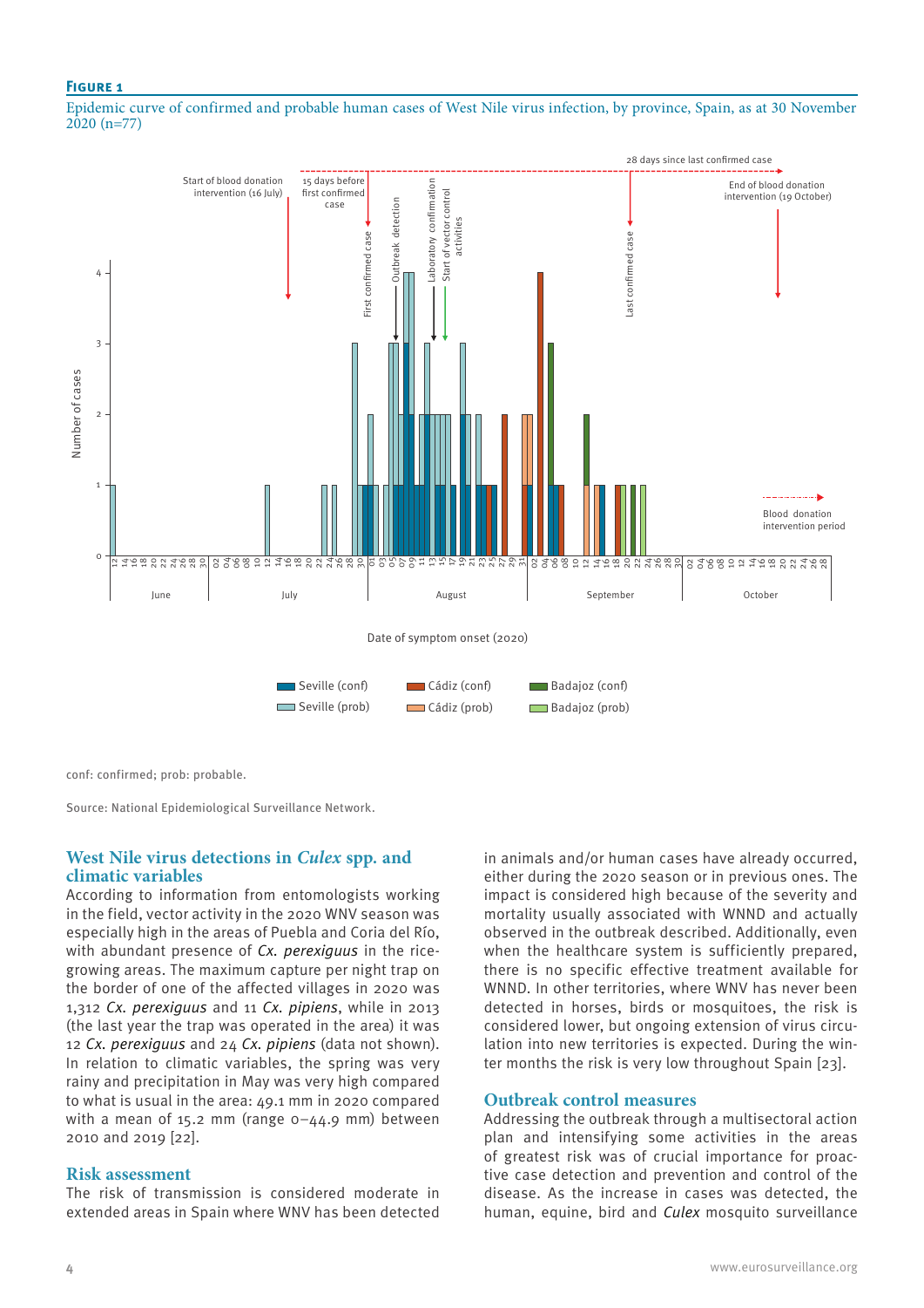**Figure 1**

Epidemic curve of confirmed and probable human cases of West Nile virus infection, by province, Spain, as at 30 November 2020 (n=77)

conf: confirmed; prob: probable.

Source: National Epidemiological Surveillance Network.

## West Nile virus detections in *Culex* spp. and climatic variables

According to information from entomologists working in the field, vector activity in the 2020 WNV season was especially high in the areas of Puebla and Coria del Río, with abundant presence of *Cx. perexiguus* in the rice-growing areas. The maximum capture per night trap on the border of one of the affected villages in 2020 was 1,312 *Cx. perexiguus* and 11 *Cx. pipiens*, while in 2013 (the last year the trap was operated in the area) it was 12 *Cx. perexiguus* and 24 *Cx. pipiens* (data not shown). In relation to climatic variables, the spring was very rainy and precipitation in May was very high compared to what is usual in the area: 49.1 mm in 2020 compared with a mean of 15.2 mm (range 0–44.9 mm) between 2010 and 2019 [22].

## Risk assessment

The risk of transmission is considered moderate in extended areas in Spain where WNV has been detected in animals and/or human cases have already occurred, either during the 2020 season or in previous ones. The impact is considered high because of the severity and mortality usually associated with WNND and actually observed in the outbreak described. Additionally, even when the healthcare system is sufficiently prepared, there is no specific effective treatment available for WNND. In other territories, where WNV has never been detected in horses, birds or mosquitoes, the risk is considered lower, but ongoing extension of virus circulation into new territories is expected. During the winter months the risk is very low throughout Spain [23].

## Outbreak control measures

Addressing the outbreak through a multisectoral action plan and intensifying some activities in the areas of greatest risk was of crucial importance for proactive case detection and control of the disease. As the increase in cases was detected, the human, equine, bird and *Culex* mosquito surveillance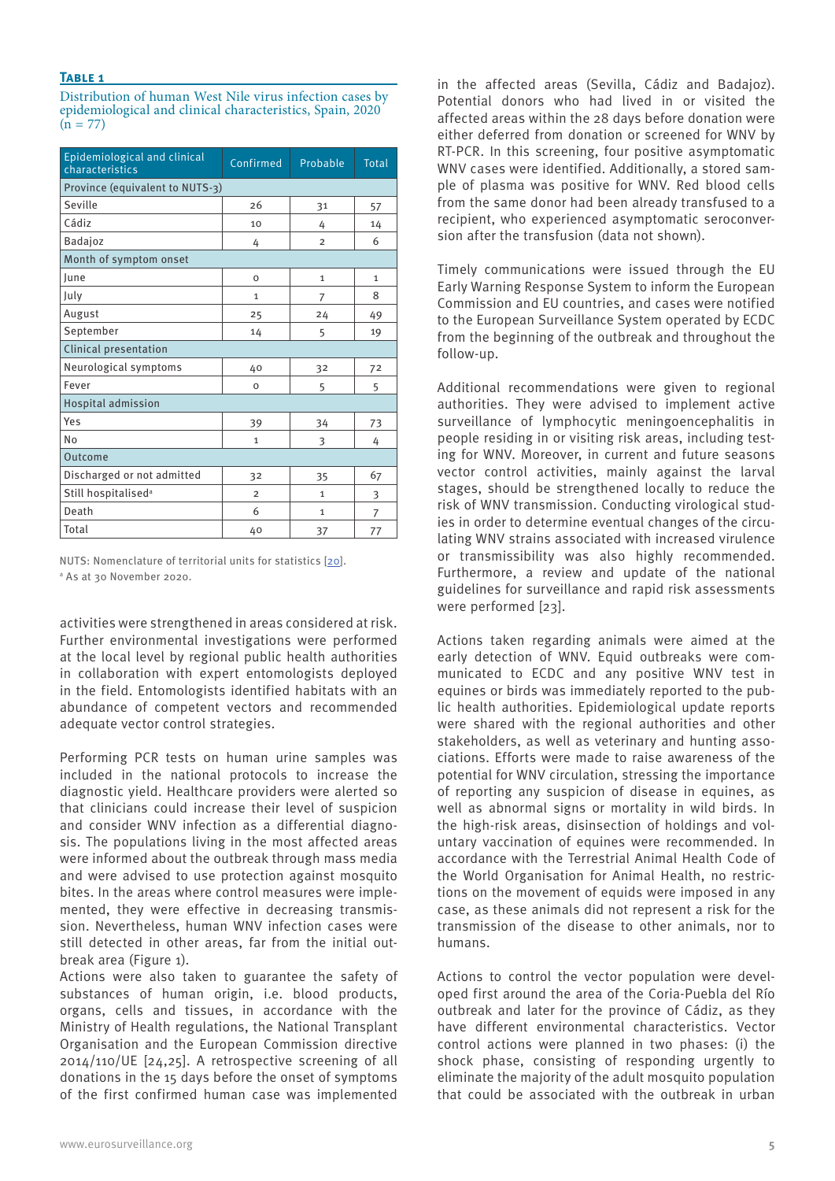**Table 1**

Distribution of human West Nile virus infection cases by epidemiological and clinical characteristics, Spain, 2020 (n = 77)

| Epidemiological and clinical characteristics | Confirmed | Probable | Total |
|---|---|---|---|
| Province (equivalent to NUTS-3) | | | |
| Seville | 26 | 31 | 57 |
| Cádiz | 10 | 4 | 14 |
| Badajoz | 4 | 2 | 6 |
| Month of symptom onset | | | |
| June | 0 | 1 | 1 |
| July | 1 | 7 | 8 |
| August | 25 | 24 | 49 |
| September | 14 | 5 | 19 |
| Clinical presentation | | | |
| Neurological symptoms | 40 | 32 | 72 |
| Fever | 0 | 5 | 5 |
| Hospital admission | | | |
| Yes | 39 | 34 | 73 |
| No | 1 | 3 | 4 |
| Outcome | | | |
| Discharged or not admitted | 32 | 35 | 67 |
| Still hospitalised[a] | 2 | 1 | 3 |
| Death | 6 | 1 | 7 |
| Total | 40 | 37 | 77 |

NUTS: Nomenclature of territorial units for statistics [20].

[a] As at 30 November 2020.

activities were strengthened in areas considered at risk. Further environmental investigations were performed at the local level by regional public health authorities in collaboration with expert entomologists deployed in the field. Entomologists identified habitats with an abundance of competent vectors and recommended adequate vector control strategies.

Performing PCR tests on human urine samples was included in the national protocols to increase the diagnostic yield. Healthcare providers were alerted so that clinicians could increase their level of suspicion and consider WNV infection as a differential diagnosis. The populations living in the most affected areas were informed about the outbreak through mass media and were advised to use protection against mosquito bites. In the areas where control measures were implemented, they were effective in decreasing transmission. Nevertheless, human WNV infection cases were still detected in other areas, far from the initial outbreak area (Figure 1).

Actions were also taken to guarantee the safety of substances of human origin, i.e. blood products, organs, cells and tissues, in accordance with the Ministry of Health regulations, the National Transplant Organisation and the European Commission directive 2014/110/UE [24,25]. A retrospective screening of all donations in the 15 days before the onset of symptoms of the first confirmed human case was implemented in the affected areas (Sevilla, Cádiz and Badajoz). Potential donors who had lived in or visited the affected areas within the 28 days before donation were either deferred from donation or screened for WNV by RT-PCR. In this screening, four positive asymptomatic WNV cases were identified. Additionally, a stored sample of plasma was positive for WNV. Red blood cells from the same donor had been already transfused to a recipient, who experienced asymptomatic seroconversion after the transfusion (data not shown).

Timely communications were issued through the EU Early Warning Response System to inform the European Commission and EU countries, and cases were notified to the European Surveillance System operated by ECDC from the beginning of the outbreak and throughout the follow-up.

Additional recommendations were given to regional authorities. They were advised to implement active surveillance of lymphocytic meningoencephalitis in people residing in or visiting risk areas, including testing for WNV. Moreover, in current and future seasons vector control activities, mainly against the larval stages, should be strengthened locally to reduce the risk of WNV transmission. Conducting virological studies in order to determine eventual changes of the circulating WNV strains associated with increased virulence or transmissibility was also highly recommended. Furthermore, a review and update of the national guidelines for surveillance and rapid risk assessments were performed [23].

Actions taken regarding animals were aimed at the early detection of WNV. Equid outbreaks were communicated to ECDC and any positive WNV test in equines or birds was immediately reported to the public health authorities. Epidemiological update reports were shared with the regional authorities and other stakeholders, as well as veterinary and hunting associations. Efforts were made to raise awareness of the potential for WNV circulation, stressing the importance of reporting any suspicion of disease in equines, as well as abnormal signs or mortality in wild birds. In the high-risk areas, disinsection of holdings and voluntary vaccination of equines were recommended. In accordance with the Terrestrial Animal Health Code of the World Organisation for Animal Health, no restrictions on the movement of equids were imposed in any case, as these animals did not represent a risk for the transmission of the disease to other animals, nor to humans.

Actions to control the vector population were developed first around the area of the Coria-Puebla del Río outbreak and later for the province of Cádiz, as they have different environmental characteristics. Vector control actions were planned in two phases: (i) the shock phase, consisting of responding urgently to eliminate the majority of the adult mosquito population that could be associated with the outbreak in urban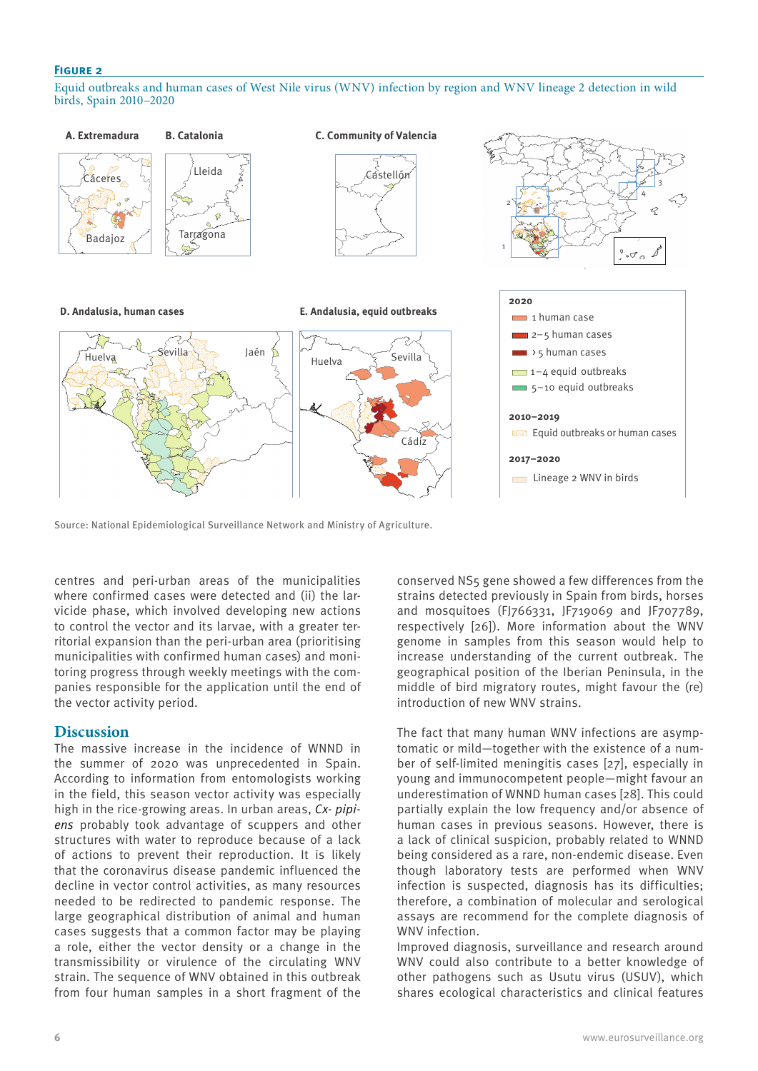**Figure 2**

Equid outbreaks and human cases of West Nile virus (WNV) infection by region and WNV lineage 2 detection in wild birds, Spain 2010–2020

A. Extremadura B. Catalonia C. Community of Valencia

D. Andalusia, human cases E. Andalusia, equid outbreaks

2020
- 1 human case
- 2–5 human cases
- > 5 human cases
- 1–4 equid outbreaks
- 5–10 equid outbreaks

2010–2019
- Equid outbreaks or human cases

2017–2020
- Lineage 2 WNV in birds

Source: National Epidemiological Surveillance Network and Ministry of Agriculture.

centres and peri-urban areas of the municipalities where confirmed cases were detected and (ii) the larvicide phase, which involved developing new actions to control the vector and its larvae, with a greater territorial expansion than the peri-urban area (prioritising municipalities with confirmed human cases) and monitoring progress through weekly meetings with the companies responsible for the application until the end of the vector activity period.

## Discussion

The massive increase in the incidence of WNND in the summer of 2020 was unprecedented in Spain. According to information from entomologists working in the field, this season vector activity was especially high in the rice-growing areas. In urban areas, *Cx. pipiens* probably took advantage of scuppers and other structures with water to reproduce because of a lack of actions to prevent their reproduction. It is likely that the coronavirus disease pandemic influenced the decline in vector control activities, as many resources needed to be redirected to pandemic response. The large geographical distribution of animal and human cases suggests that a common factor may be playing a role, either the vector density or a change in the transmissibility or virulence of the circulating WNV strain. The sequence of WNV obtained in this outbreak from four human samples in a short fragment of the conserved NS5 gene showed a few differences from the strains detected previously in Spain from birds, horses and mosquitoes (FJ766331, JF719069 and JF707789, respectively [26]). More information about the WNV genome in samples from this season would help to increase understanding of the current outbreak. The geographical position of the Iberian Peninsula, in the middle of bird migratory routes, might favour the (re) introduction of new WNV strains.

The fact that many human WNV infections are asymptomatic or mild—together with the existence of a number of self-limited meningitis cases [27], especially in young and immunocompetent people—might favour an underestimation of WNND human cases [28]. This could partially explain the low frequency and/or absence of human cases in previous seasons. However, there is a lack of clinical suspicion, probably related to WNND being considered as a rare, non-endemic disease. Even though laboratory tests are performed when WNV infection is suspected, diagnosis has its difficulties; therefore, a combination of molecular and serological assays are recommend for the complete diagnosis of WNV infection.

Improved diagnosis, surveillance and research around WNV could also contribute to a better knowledge of other pathogens such as Usutu virus (USUV), which shares ecological characteristics and clinical features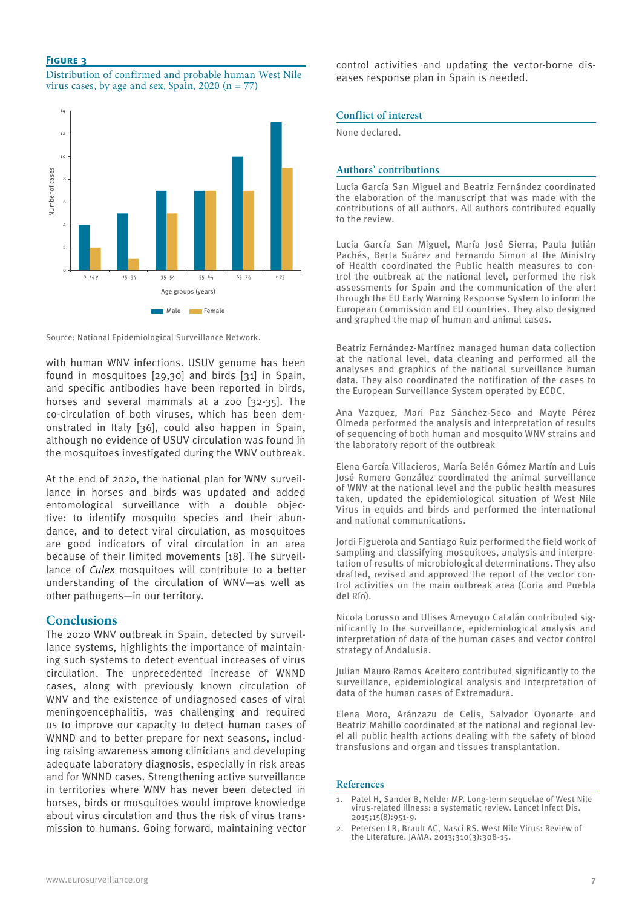**Figure 3**

Distribution of confirmed and probable human West Nile virus cases, by age and sex, Spain, 2020 (n = 77)

Source: National Epidemiological Surveillance Network.

with human WNV infections. USUV genome has been found in mosquitoes [29,30] and birds [31] in Spain, and specific antibodies have been reported in birds, horses and several mammals at a zoo [32-35]. The co-circulation of both viruses, which has been demonstrated in Italy [36], could also happen in Spain, although no evidence of USUV circulation was found in the mosquitoes investigated during the WNV outbreak.

At the end of 2020, the national plan for WNV surveillance in horses and birds was updated and added entomological surveillance with a double objective: to identify mosquito species and their abundance, and to detect viral circulation, as mosquitoes are good indicators of viral circulation in an area because of their limited movements [18]. The surveillance of *Culex* mosquitoes will contribute to a better understanding of the circulation of WNV—as well as other pathogens—in our territory.

## Conclusions

The 2020 WNV outbreak in Spain, detected by surveillance systems, highlights the importance of maintaining such systems to detect eventual increases of virus circulation. The unprecedented increase of WNND cases, along with previously known circulation of WNV and the existence of undiagnosed cases of viral meningoencephalitis, was challenging and required us to improve our capacity to detect human cases of WNND and to better prepare for next seasons, including raising awareness among clinicians and developing adequate laboratory diagnosis, especially in risk areas and for WNND cases. Strengthening active surveillance in territories where WNV has never been detected in horses, birds or mosquitoes would improve knowledge about virus circulation and thus the risk of virus transmission to humans. Going forward, maintaining vector control activities and updating the vector-borne diseases response plan in Spain is needed.

## Conflict of interest

None declared.

## Authors' contributions

Lucía García San Miguel and Beatriz Fernández coordinated the elaboration of the manuscript that was made with the contributions of all authors. All authors contributed equally to the review.

Lucía García San Miguel, María José Sierra, Paula Julián Pachés, Berta Suárez and Fernando Simon at the Ministry of Health coordinated the Public health measures to control the outbreak at the national level, performed the risk assessments for Spain and the communication of the alert through the EU Early Warning Response System to inform the European Commission and EU countries. They also designed and graphed the map of human and animal cases.

Beatriz Fernández-Martínez managed human data collection at the national level, data cleaning and performed all the analyses and graphics of the national surveillance human data. They also coordinated the notification of the cases to the European Surveillance System operated by ECDC.

Ana Vazquez, Mari Paz Sánchez-Seco and Mayte Pérez Olmeda performed the analysis and interpretation of results of sequencing of both human and mosquito WNV strains and the laboratory report of the outbreak

Elena García Villacieros, María Belén Gómez Martín and Luis José Romero González coordinated the animal surveillance of WNV at the national level and the public health measures taken, updated the epidemiological situation of West Nile Virus in equids and birds and performed the international and national communications.

Jordi Figuerola and Santiago Ruiz performed the field work of sampling and classifying mosquitoes, analysis and interpretation of results of microbiological determinations. They also drafted, revised and approved the report of the vector control activities on the main outbreak area (Coria and Puebla del Río).

Nicola Lorusso and Ulises Ameyugo Catalán contributed significantly to the surveillance, epidemiological analysis and interpretation of data of the human cases and vector control strategy of Andalusia.

Julian Mauro Ramos Aceitero contributed significantly to the surveillance, epidemiological analysis and interpretation of data of the human cases of Extremadura.

Elena Moro, Aránzazu de Celis, Salvador Oyonarte and Beatriz Mahillo coordinated at the national and regional level all public health actions dealing with the safety of blood transfusions and organ and tissues transplantation.

## References

1. Patel H, Sander B, Nelder MP. Long-term sequelae of West Nile virus-related illness: a systematic review. Lancet Infect Dis. 2015;15(8):951-9.
2. Petersen LR, Brault AC, Nasci RS. West Nile Virus: Review of the Literature. JAMA. 2013;310(3):308-15.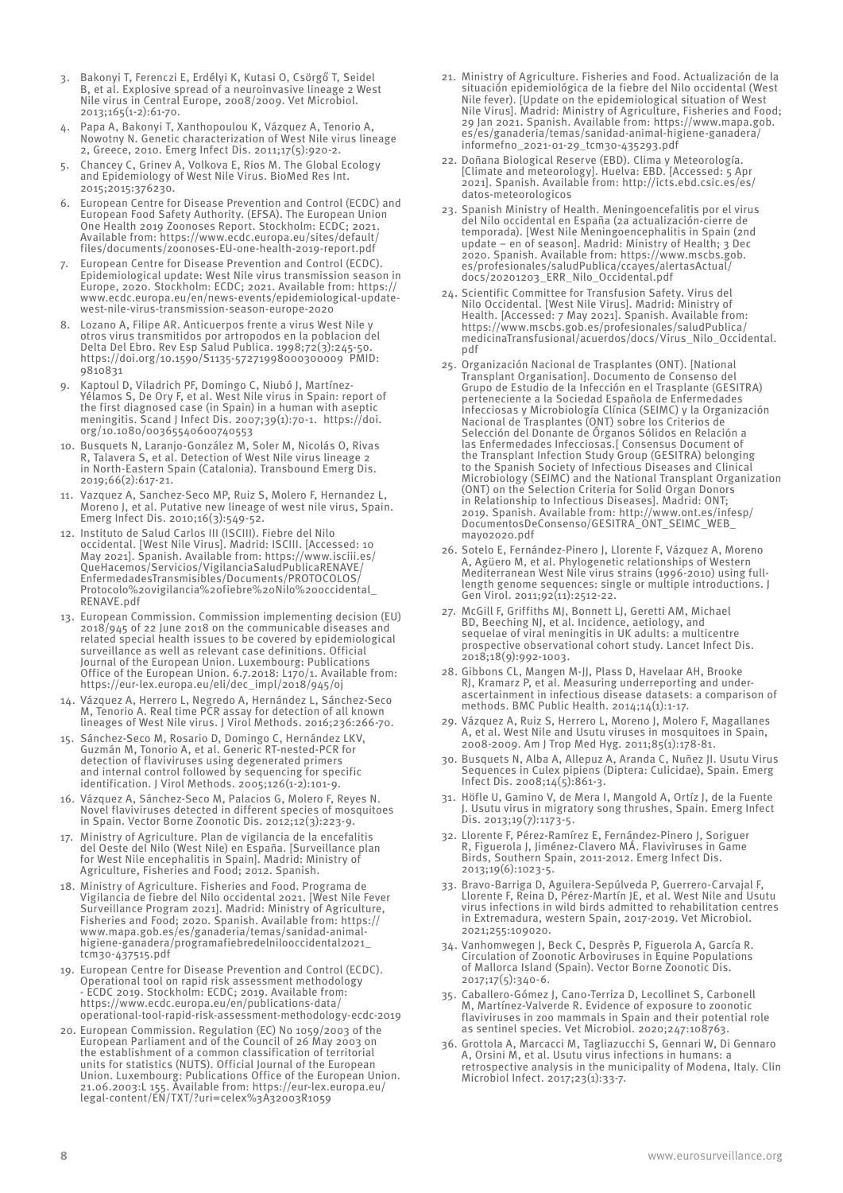3. Bakonyi T, Ferenczi E, Erdélyi K, Kutasi O, Csörgő T, Seidel B, et al. Explosive spread of a neuroinvasive lineage 2 West Nile virus in Central Europe, 2008/2009. Vet Microbiol. 2013;165(1-2):61-70.
4. Papa A, Bakonyi T, Xanthopoulou K, Vázquez A, Tenorio A, Nowotny N. Genetic characterization of West Nile virus lineage 2, Greece, 2010. Emerg Infect Dis. 2011;17(5):920-2.
5. Chancey C, Grinev A, Volkova E, Rios M. The Global Ecology and Epidemiology of West Nile Virus. BioMed Res Int. 2015;2015:376230.
6. European Centre for Disease Prevention and Control (ECDC) and European Food Safety Authority. (EFSA). The European Union One Health 2019 Zoonoses Report. Stockholm: ECDC; 2021. Available from: https://www.ecdc.europa.eu/sites/default/files/documents/zoonoses-EU-one-health-2019-report.pdf
7. European Centre for Disease Prevention and Control (ECDC). Epidemiological update: West Nile virus transmission season in Europe, 2020. Stockholm: ECDC; 2021. Available from: https://www.ecdc.europa.eu/en/news-events/epidemiological-update-west-nile-virus-transmission-season-europe-2020
8. Lozano A, Filipe AR. Anticuerpos frente a virus West Nile y otros virus transmitidos por artropodos en la poblacion del Delta Del Ebro. Rev Esp Salud Publica. 1998;72(3):245-50. https://doi.org/10.1590/S1135-57271998000300009 PMID: 9810831
9. Kaptoul D, Viladrich PF, Domingo C, Niubó J, Martínez-Yélamos S, De Ory F, et al. West Nile virus in Spain: report of the first diagnosed case (in Spain) in a human with aseptic meningitis. Scand J Infect Dis. 2007;39(1):70-1. https://doi.org/10.1080/00365540600740553
10. Busquets N, Laranjo-González M, Soler M, Nicolás O, Rivas R, Talavera S, et al. Detection of West Nile virus lineage 2 in North-Eastern Spain (Catalonia). Transbound Emerg Dis. 2019;66(2):617-21.
11. Vazquez A, Sanchez-Seco MP, Ruiz S, Molero F, Hernandez L, Moreno J, et al. Putative new lineage of west nile virus, Spain. Emerg Infect Dis. 2010;16(3):549-52.
12. Instituto de Salud Carlos III (ISCIII). Fiebre del Nilo occidental. [West Nile Virus]. Madrid: ISCIII. [Accessed: 10 May 2021]. Spanish. Available from: https://www.isciii.es/QueHacemos/Servicios/VigilanciaSaludPublicaRENAVE/EnfermedadesTransmisibles/Documents/PROTOCOLOS/Protocolo%20vigilancia%20fiebre%20Nilo%20occidental_RENAVE.pdf
13. European Commission. Commission implementing decision (EU) 2018/945 of 22 June 2018 on the communicable diseases and related special health issues to be covered by epidemiological surveillance as well as relevant case definitions. Official Journal of the European Union. Luxembourg: Publications Office of the European Union. 6.7.2018: L170/1. Available from: https://eur-lex.europa.eu/eli/dec_impl/2018/945/oj
14. Vázquez A, Herrero L, Negredo A, Hernández L, Sánchez-Seco M, Tenorio A. Real time PCR assay for detection of all known lineages of West Nile virus. J Virol Methods. 2016;236:266-70.
15. Sánchez-Seco M, Rosario D, Domingo C, Hernández LKV, Guzmán M, Tonorio A, et al. Generic RT-nested-PCR for detection of flaviviruses using degenerated primers and internal control followed by sequencing for specific identification. J Virol Methods. 2005;126(1-2):101-9.
16. Vázquez A, Sánchez-Seco M, Palacios G, Molero F, Reyes N. Novel flaviviruses detected in different species of mosquitoes in Spain. Vector Borne Zoonotic Dis. 2012;12(3):223-9.
17. Ministry of Agriculture. Plan de vigilancia de la encefalitis del Oeste del Nilo (West Nile) en España. [Surveillance plan for West Nile encephalitis in Spain]. Madrid: Ministry of Agriculture, Fisheries and Food; 2012. Spanish.
18. Ministry of Agriculture. Fisheries and Food. Programa de Vigilancia de fiebre del Nilo occidental 2021. [West Nile Fever Surveillance Program 2021]. Madrid: Ministry of Agriculture, Fisheries and Food; 2020. Spanish. Available from: https://www.mapa.gob.es/es/ganaderia/temas/sanidad-animal-higiene-ganadera/programafiebredelnilooccidental2021_tcm30-437515.pdf
19. European Centre for Disease Prevention and Control (ECDC). Operational tool on rapid risk assessment methodology - ECDC 2019. Stockholm: ECDC; 2019. Available from: https://www.ecdc.europa.eu/en/publications-data/operational-tool-rapid-risk-assessment-methodology-ecdc-2019
20. European Commission. Regulation (EC) No 1059/2003 of the European Parliament and of the Council of 26 May 2003 on the establishment of a common classification of territorial units for statistics (NUTS). Official Journal of the European Union. Luxembourg: Publications Office of the European Union. 21.06.2003:L 155. Available from: https://eur-lex.europa.eu/legal-content/EN/TXT/?uri=celex%3A32003R1059
21. Ministry of Agriculture. Fisheries and Food. Actualización de la situación epidemiológica de la fiebre del Nilo occidental (West Nile fever). [Update on the epidemiological situation of West Nile Virus]. Madrid: Ministry of Agriculture, Fisheries and Food; 29 Jan 2021. Spanish. Available from: https://www.mapa.gob.es/es/ganaderia/temas/sanidad-animal-higiene-ganadera/informefno_2021-01-29_tcm30-435293.pdf
22. Doñana Biological Reserve (EBD). Clima y Meteorología. [Climate and meteorology]. Huelva: EBD. [Accessed: 5 Apr 2021]. Spanish. Available from: http://icts.ebd.csic.es/es/datos-meteorologicos
23. Spanish Ministry of Health. Meningoencefalitis por el virus del Nilo occidental en España (2a actualización-cierre de temporada). [West Nile Meningoencephalitis in Spain (2nd update – en of season]. Madrid: Ministry of Health; 3 Dec 2020. Spanish. Available from: https://www.mscbs.gob.es/profesionales/saludPublica/ccayes/alertasActual/docs/20201203_ERR_Nilo_Occidental.pdf
24. Scientific Committee for Transfusion Safety. Virus del Nilo Occidental. [West Nile Virus]. Madrid: Ministry of Health. [Accessed: 7 May 2021]. Spanish. Available from: https://www.mscbs.gob.es/profesionales/saludPublica/medicinaTransfusional/acuerdos/docs/Virus_Nilo_Occidental.pdf
25. Organización Nacional de Trasplantes (ONT). [National Transplant Organisation]. Documento de Consenso del Grupo de Estudio de la Infección en el Trasplante (GESITRA) perteneciente a la Sociedad Española de Enfermedades Infecciosas y Microbiología Clínica (SEIMC) y la Organización Nacional de Trasplantes (ONT) sobre los Criterios de Selección del Donante de Órganos Sólidos en Relación a las Enfermedades Infecciosas.[ Consensus Document of the Transplant Infection Study Group (GESITRA) belonging to the Spanish Society of Infectious Diseases and Clinical Microbiology (SEIMC) and the National Transplant Organization (ONT) on the Selection Criteria for Solid Organ Donors in Relationship to Infectious Diseases]. Madrid: ONT; 2019. Spanish. Available from: http://www.ont.es/infesp/DocumentosDeConsenso/GESITRA_ONT_SEIMC_WEB_mayo2020.pdf
26. Sotelo E, Fernández-Pinero J, Llorente F, Vázquez A, Moreno A, Agüero M, et al. Phylogenetic relationships of Western Mediterranean West Nile virus strains (1996-2010) using full-length genome sequences: single or multiple introductions. J Gen Virol. 2011;92(11):2512-22.
27. McGill F, Griffiths MJ, Bonnett LJ, Geretti AM, Michael BD, Beeching NJ, et al. Incidence, aetiology, and sequelae of viral meningitis in UK adults: a multicentre prospective observational cohort study. Lancet Infect Dis. 2018;18(9):992-1003.
28. Gibbons CL, Mangen M-JJ, Plass D, Havelaar AH, Brooke RJ, Kramarz P, et al. Measuring underreporting and under-ascertainment in infectious disease datasets: a comparison of methods. BMC Public Health. 2014;14(1):1-17.
29. Vázquez A, Ruiz S, Herrero L, Moreno J, Molero F, Magallanes A, et al. West Nile and Usutu viruses in mosquitoes in Spain, 2008-2009. Am J Trop Med Hyg. 2011;85(1):178-81.
30. Busquets N, Alba A, Allepuz A, Aranda C, Nuñez JI. Usutu Virus Sequences in Culex pipiens (Diptera: Culicidae), Spain. Emerg Infect Dis. 2008;14(5):861-3.
31. Höfle U, Gamino V, de Mera I, Mangold A, Ortíz J, de la Fuente J. Usutu virus in migratory song thrushes, Spain. Emerg Infect Dis. 2013;19(7):1173-5.
32. Llorente F, Pérez-Ramírez E, Fernández-Pinero J, Soriguer R, Figuerola J, Jiménez-Clavero MÁ. Flaviviruses in Game Birds, Southern Spain, 2011-2012. Emerg Infect Dis. 2013;19(6):1023-5.
33. Bravo-Barriga D, Aguilera-Sepúlveda P, Guerrero-Carvajal F, Llorente F, Reina D, Pérez-Martín JE, et al. West Nile and Usutu virus infections in wild birds admitted to rehabilitation centres in Extremadura, western Spain, 2017-2019. Vet Microbiol. 2021;255:109020.
34. Vanhomwegen J, Beck C, Desprès P, Figuerola A, García R. Circulation of Zoonotic Arboviruses in Equine Populations of Mallorca Island (Spain). Vector Borne Zoonotic Dis. 2017;17(5):340-6.
35. Caballero-Gómez J, Cano-Terriza D, Lecollinet S, Carbonell M, Martínez-Valverde R. Evidence of exposure to zoonotic flaviviruses in zoo mammals in Spain and their potential role as sentinel species. Vet Microbiol. 2020;247:108763.
36. Grottola A, Marcacci M, Tagliazucchi S, Gennari W, Di Gennaro A, Orsini M, et al. Usutu virus infections in humans: a retrospective analysis in the municipality of Modena, Italy. Clin Microbiol Infect. 2017;23(1):33-7.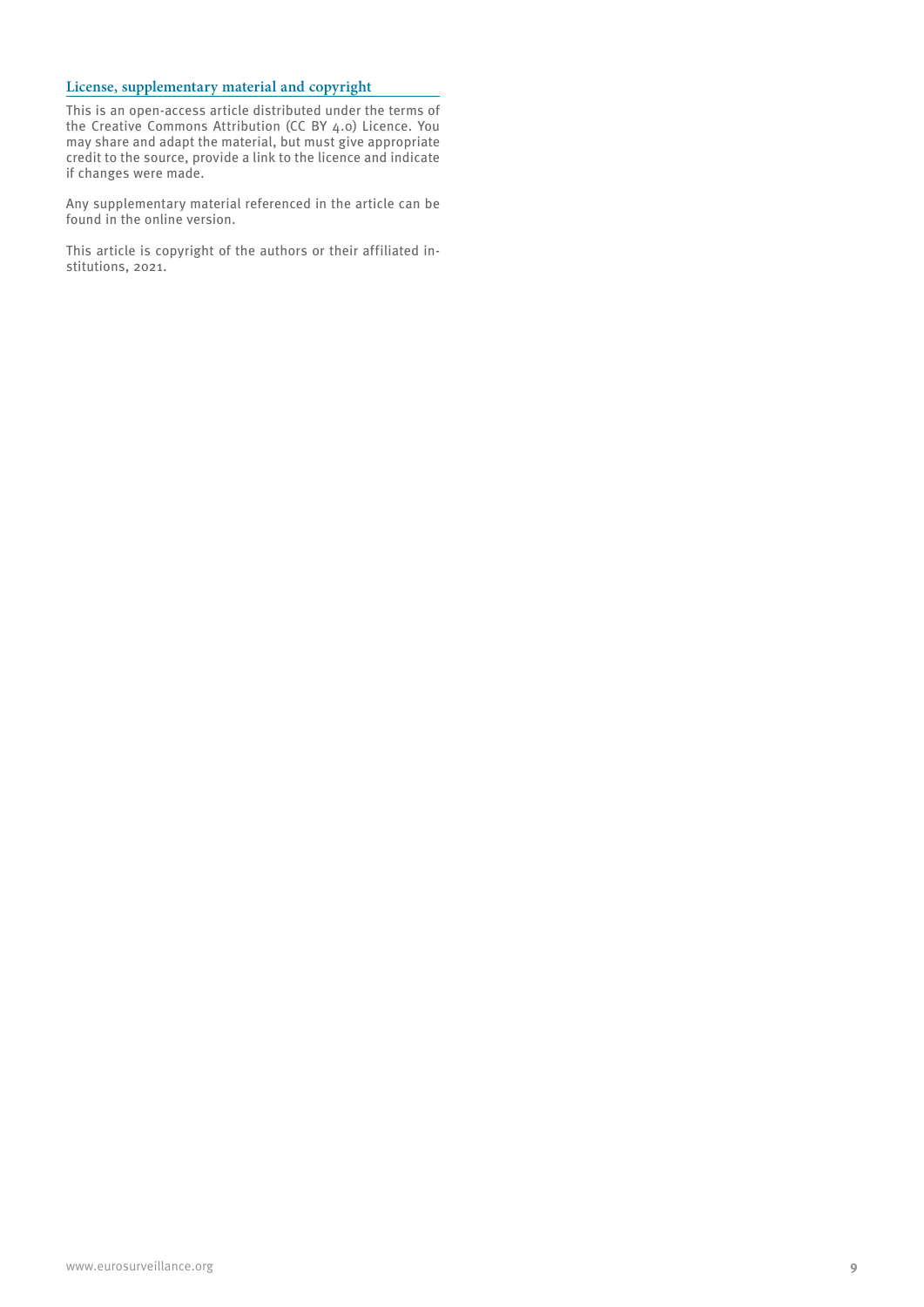## License, supplementary material and copyright

This is an open-access article distributed under the terms of the Creative Commons Attribution (CC BY 4.0) Licence. You may share and adapt the material, but must give appropriate credit to the source, provide a link to the licence and indicate if changes were made.

Any supplementary material referenced in the article can be found in the online version.

This article is copyright of the authors or their affiliated institutions, 2021.